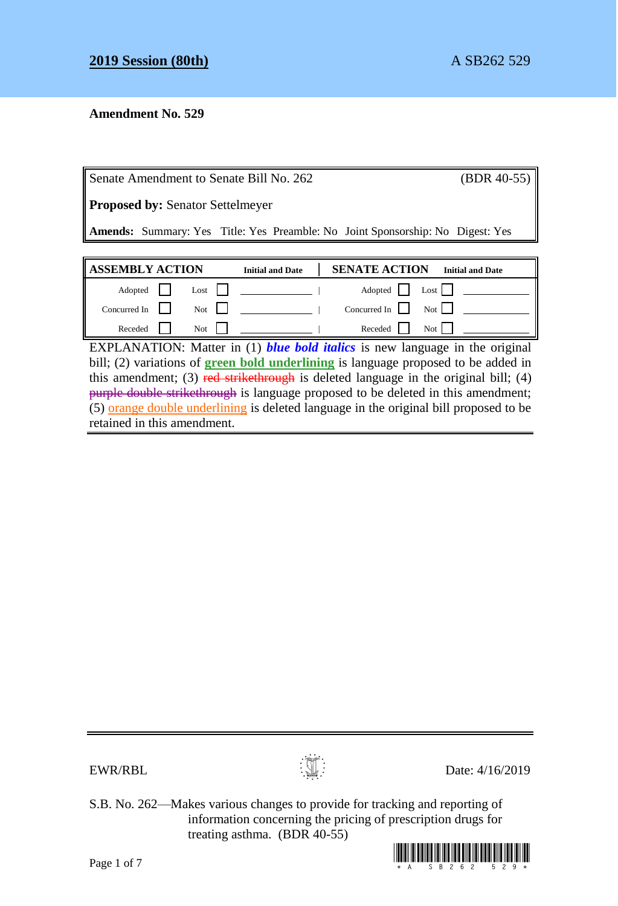**2019 Session (80th)** A SB262 529

**Amendment No. 529**

| | |
|---|---|
| Senate Amendment to Senate Bill No. 262 | (BDR 40-55) |
| **Proposed by:** Senator Settelmeyer | |
| **Amends:** Summary: Yes Title: Yes Preamble: No Joint Sponsorship: No Digest: Yes | |

| ASSEMBLY ACTION | | | | Initial and Date | SENATE ACTION | | | | Initial and Date |
|---|---|---|---|---|---|---|---|---|---|
| Adopted | ☐ | Lost | ☐ | | Adopted | ☐ | Lost | ☐ | |
| Concurred In | ☐ | Not | ☐ | | Concurred In | ☐ | Not | ☐ | |
| Receded | ☐ | Not | ☐ | | Receded | ☐ | Not | ☐ | |

EXPLANATION: Matter in (1) ***blue bold italics*** is new language in the original bill; (2) variations of **green bold underlining** is language proposed to be added in this amendment; (3) ~~red strikethrough~~ is deleted language in the original bill; (4) ~~purple double strikethrough~~ is language proposed to be deleted in this amendment; (5) orange double underlining is deleted language in the original bill proposed to be retained in this amendment.

EWR/RBL Date: 4/16/2019

S.B. No. 262—Makes various changes to provide for tracking and reporting of information concerning the pricing of prescription drugs for treating asthma. (BDR 40-55)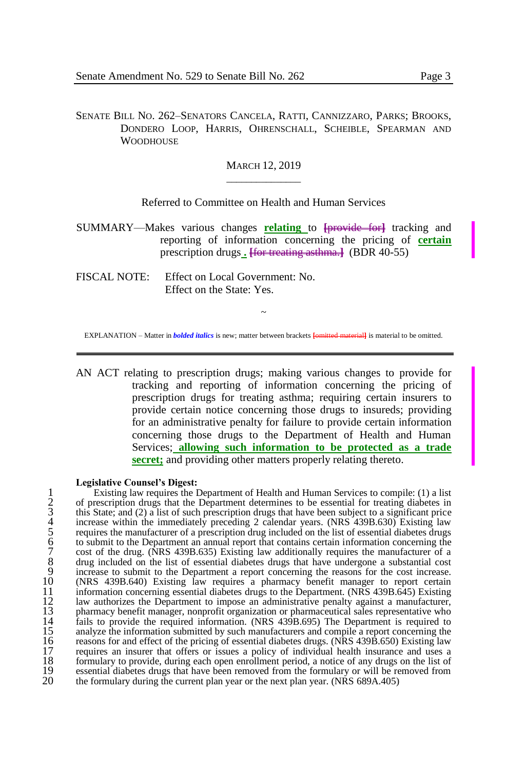SENATE BILL NO. 262–SENATORS CANCELA, RATTI, CANNIZZARO, PARKS; BROOKS, DONDERO LOOP, HARRIS, OHRENSCHALL, SCHEIBLE, SPEARMAN AND WOODHOUSE

MARCH 12, 2019

Referred to Committee on Health and Human Services

SUMMARY—Makes various changes **relating** to [provide for] tracking and reporting of information concerning the pricing of **certain** prescription drugs **.** [for treating asthma.] (BDR 40-55)

FISCAL NOTE: Effect on Local Government: No.
Effect on the State: Yes.

~

EXPLANATION – Matter in ***bolded italics*** is new; matter between brackets [omitted material] is material to be omitted.

AN ACT relating to prescription drugs; making various changes to provide for tracking and reporting of information concerning the pricing of prescription drugs for treating asthma; requiring certain insurers to provide certain notice concerning those drugs to insureds; providing for an administrative penalty for failure to provide certain information concerning those drugs to the Department of Health and Human Services; **allowing such information to be protected as a trade secret;** and providing other matters properly relating thereto.

**Legislative Counsel's Digest:**

1 Existing law requires the Department of Health and Human Services to compile: (1) a list
2 of prescription drugs that the Department determines to be essential for treating diabetes in
3 this State; and (2) a list of such prescription drugs that have been subject to a significant price
4 increase within the immediately preceding 2 calendar years. (NRS 439B.630) Existing law
5 requires the manufacturer of a prescription drug included on the list of essential diabetes drugs
6 to submit to the Department an annual report that contains certain information concerning the
7 cost of the drug. (NRS 439B.635) Existing law additionally requires the manufacturer of a
8 drug included on the list of essential diabetes drugs that have undergone a substantial cost
9 increase to submit to the Department a report concerning the reasons for the cost increase.
10 (NRS 439B.640) Existing law requires a pharmacy benefit manager to report certain
11 information concerning essential diabetes drugs to the Department. (NRS 439B.645) Existing
12 law authorizes the Department to impose an administrative penalty against a manufacturer,
13 pharmacy benefit manager, nonprofit organization or pharmaceutical sales representative who
14 fails to provide the required information. (NRS 439B.695) The Department is required to
15 analyze the information submitted by such manufacturers and compile a report concerning the
16 reasons for and effect of the pricing of essential diabetes drugs. (NRS 439B.650) Existing law
17 requires an insurer that offers or issues a policy of individual health insurance and uses a
18 formulary to provide, during each open enrollment period, a notice of any drugs on the list of
19 essential diabetes drugs that have been removed from the formulary or will be removed from
20 the formulary during the current plan year or the next plan year. (NRS 689A.405)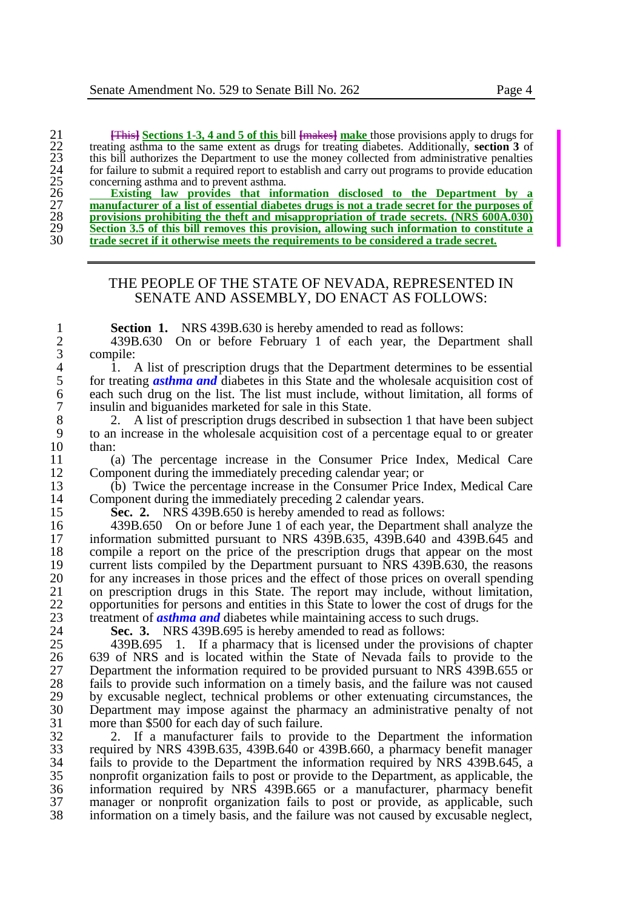[This] **Sections 1-3, 4 and 5 of this** bill [makes] **make** those provisions apply to drugs for treating asthma to the same extent as drugs for treating diabetes. Additionally, **section 3** of this bill authorizes the Department to use the money collected from administrative penalties for failure to submit a required report to establish and carry out programs to provide education concerning asthma and to prevent asthma.

**Existing law provides that information disclosed to the Department by a manufacturer of a list of essential diabetes drugs is not a trade secret for the purposes of provisions prohibiting the theft and misappropriation of trade secrets. (NRS 600A.030) Section 3.5 of this bill removes this provision, allowing such information to constitute a trade secret if it otherwise meets the requirements to be considered a trade secret.**

---

THE PEOPLE OF THE STATE OF NEVADA, REPRESENTED IN SENATE AND ASSEMBLY, DO ENACT AS FOLLOWS:

**Section 1.** NRS 439B.630 is hereby amended to read as follows:

439B.630 On or before February 1 of each year, the Department shall compile:

1. A list of prescription drugs that the Department determines to be essential for treating ***asthma and*** diabetes in this State and the wholesale acquisition cost of each such drug on the list. The list must include, without limitation, all forms of insulin and biguanides marketed for sale in this State.

2. A list of prescription drugs described in subsection 1 that have been subject to an increase in the wholesale acquisition cost of a percentage equal to or greater than:

(a) The percentage increase in the Consumer Price Index, Medical Care Component during the immediately preceding calendar year; or

(b) Twice the percentage increase in the Consumer Price Index, Medical Care Component during the immediately preceding 2 calendar years.

**Sec. 2.** NRS 439B.650 is hereby amended to read as follows:

439B.650 On or before June 1 of each year, the Department shall analyze the information submitted pursuant to NRS 439B.635, 439B.640 and 439B.645 and compile a report on the price of the prescription drugs that appear on the most current lists compiled by the Department pursuant to NRS 439B.630, the reasons for any increases in those prices and the effect of those prices on overall spending on prescription drugs in this State. The report may include, without limitation, opportunities for persons and entities in this State to lower the cost of drugs for the treatment of ***asthma and*** diabetes while maintaining access to such drugs.

**Sec. 3.** NRS 439B.695 is hereby amended to read as follows:

439B.695 1. If a pharmacy that is licensed under the provisions of chapter 639 of NRS and is located within the State of Nevada fails to provide to the Department the information required to be provided pursuant to NRS 439B.655 or fails to provide such information on a timely basis, and the failure was not caused by excusable neglect, technical problems or other extenuating circumstances, the Department may impose against the pharmacy an administrative penalty of not more than $500 for each day of such failure.

2. If a manufacturer fails to provide to the Department the information required by NRS 439B.635, 439B.640 or 439B.660, a pharmacy benefit manager fails to provide to the Department the information required by NRS 439B.645, a nonprofit organization fails to post or provide to the Department, as applicable, the information required by NRS 439B.665 or a manufacturer, pharmacy benefit manager or nonprofit organization fails to post or provide, as applicable, such information on a timely basis, and the failure was not caused by excusable neglect,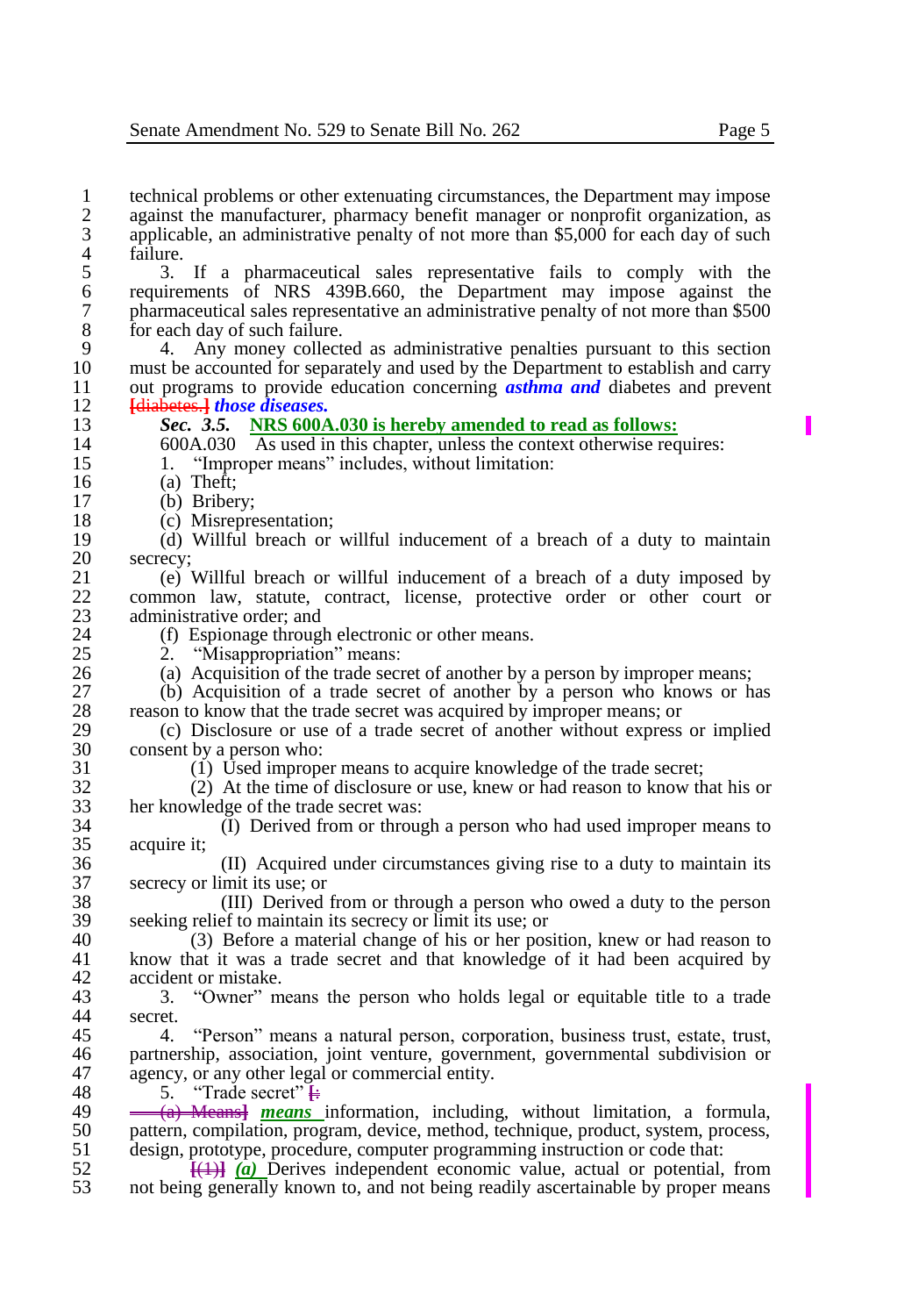technical problems or other extenuating circumstances, the Department may impose against the manufacturer, pharmacy benefit manager or nonprofit organization, as applicable, an administrative penalty of not more than $5,000 for each day of such failure.

3. If a pharmaceutical sales representative fails to comply with the requirements of NRS 439B.660, the Department may impose against the pharmaceutical sales representative an administrative penalty of not more than $500 for each day of such failure.

4. Any money collected as administrative penalties pursuant to this section must be accounted for separately and used by the Department to establish and carry out programs to provide education concerning ***asthma and*** diabetes and prevent [diabetes.] ***those diseases.***

***Sec. 3.5.*** **NRS 600A.030 is hereby amended to read as follows:**

600A.030 As used in this chapter, unless the context otherwise requires:

1. "Improper means" includes, without limitation:

(a) Theft;

(b) Bribery;

(c) Misrepresentation;

(d) Willful breach or willful inducement of a breach of a duty to maintain secrecy;

(e) Willful breach or willful inducement of a breach of a duty imposed by common law, statute, contract, license, protective order or other court or administrative order; and

(f) Espionage through electronic or other means.

2. "Misappropriation" means:

(a) Acquisition of the trade secret of another by a person by improper means;

(b) Acquisition of a trade secret of another by a person who knows or has reason to know that the trade secret was acquired by improper means; or

(c) Disclosure or use of a trade secret of another without express or implied consent by a person who:

(1) Used improper means to acquire knowledge of the trade secret;

(2) At the time of disclosure or use, knew or had reason to know that his or her knowledge of the trade secret was:

(I) Derived from or through a person who had used improper means to acquire it;

(II) Acquired under circumstances giving rise to a duty to maintain its secrecy or limit its use; or

(III) Derived from or through a person who owed a duty to the person seeking relief to maintain its secrecy or limit its use; or

(3) Before a material change of his or her position, knew or had reason to know that it was a trade secret and that knowledge of it had been acquired by accident or mistake.

3. "Owner" means the person who holds legal or equitable title to a trade secret.

4. "Person" means a natural person, corporation, business trust, estate, trust, partnership, association, joint venture, government, governmental subdivision or agency, or any other legal or commercial entity.

5. "Trade secret" [:

(a) Means] ***means*** information, including, without limitation, a formula, pattern, compilation, program, device, method, technique, product, system, process, design, prototype, procedure, computer programming instruction or code that:

[(1)] ***(a)*** Derives independent economic value, actual or potential, from not being generally known to, and not being readily ascertainable by proper means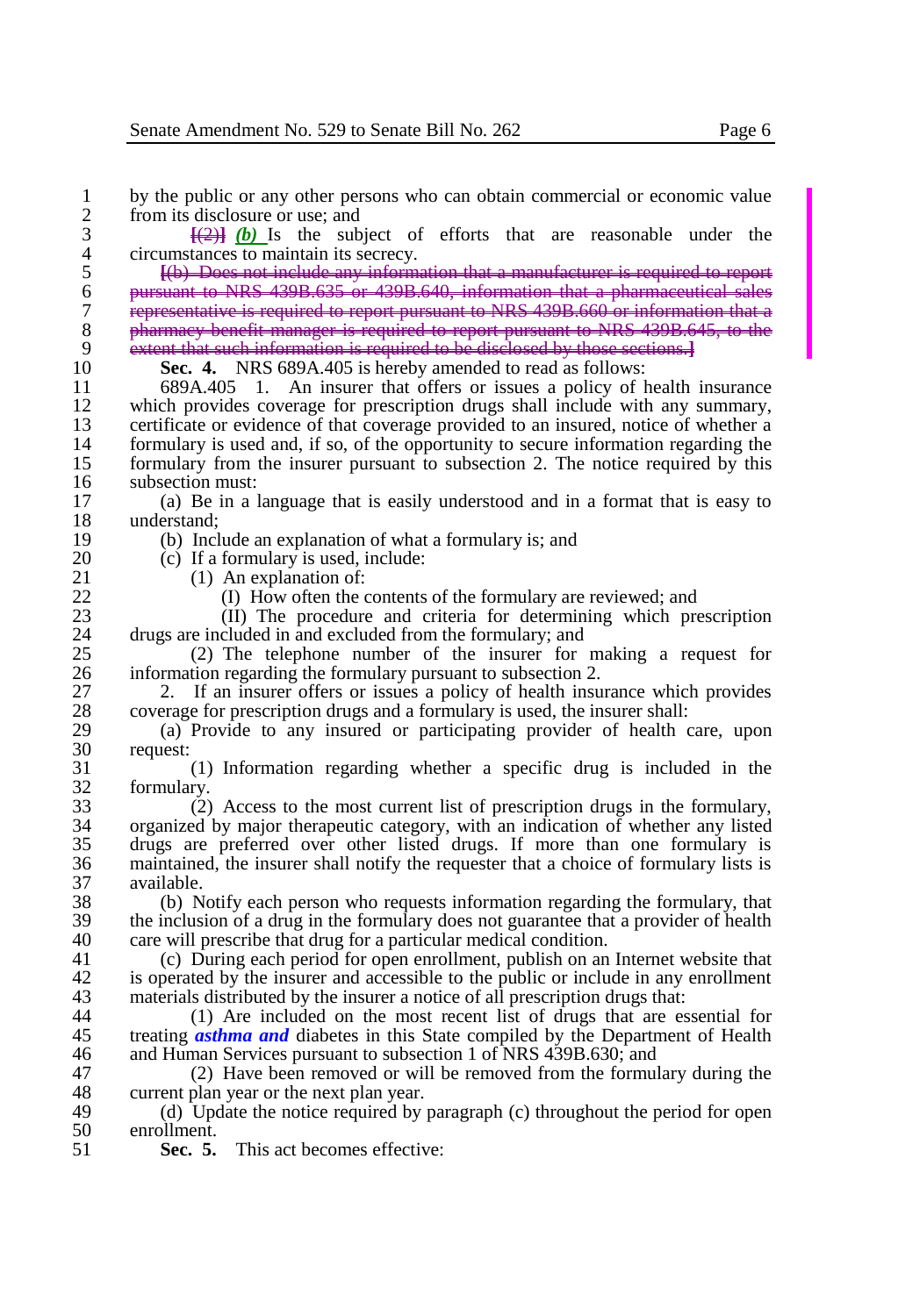by the public or any other persons who can obtain commercial or economic value from its disclosure or use; and

~~[(2)]~~ ***(b)*** Is the subject of efforts that are reasonable under the circumstances to maintain its secrecy.

~~[(b) Does not include any information that a manufacturer is required to report pursuant to NRS 439B.635 or 439B.640, information that a pharmaceutical sales representative is required to report pursuant to NRS 439B.660 or information that a pharmacy benefit manager is required to report pursuant to NRS 439B.645, to the extent that such information is required to be disclosed by those sections.]~~

**Sec. 4.** NRS 689A.405 is hereby amended to read as follows:

689A.405 1. An insurer that offers or issues a policy of health insurance which provides coverage for prescription drugs shall include with any summary, certificate or evidence of that coverage provided to an insured, notice of whether a formulary is used and, if so, of the opportunity to secure information regarding the formulary from the insurer pursuant to subsection 2. The notice required by this subsection must:

(a) Be in a language that is easily understood and in a format that is easy to understand;

(b) Include an explanation of what a formulary is; and

(c) If a formulary is used, include:

(1) An explanation of:

(I) How often the contents of the formulary are reviewed; and

(II) The procedure and criteria for determining which prescription drugs are included in and excluded from the formulary; and

(2) The telephone number of the insurer for making a request for information regarding the formulary pursuant to subsection 2.

2. If an insurer offers or issues a policy of health insurance which provides coverage for prescription drugs and a formulary is used, the insurer shall:

(a) Provide to any insured or participating provider of health care, upon request:

(1) Information regarding whether a specific drug is included in the formulary.

(2) Access to the most current list of prescription drugs in the formulary, organized by major therapeutic category, with an indication of whether any listed drugs are preferred over other listed drugs. If more than one formulary is maintained, the insurer shall notify the requester that a choice of formulary lists is available.

(b) Notify each person who requests information regarding the formulary, that the inclusion of a drug in the formulary does not guarantee that a provider of health care will prescribe that drug for a particular medical condition.

(c) During each period for open enrollment, publish on an Internet website that is operated by the insurer and accessible to the public or include in any enrollment materials distributed by the insurer a notice of all prescription drugs that:

(1) Are included on the most recent list of drugs that are essential for treating ***asthma and*** diabetes in this State compiled by the Department of Health and Human Services pursuant to subsection 1 of NRS 439B.630; and

(2) Have been removed or will be removed from the formulary during the current plan year or the next plan year.

(d) Update the notice required by paragraph (c) throughout the period for open enrollment.

**Sec. 5.** This act becomes effective: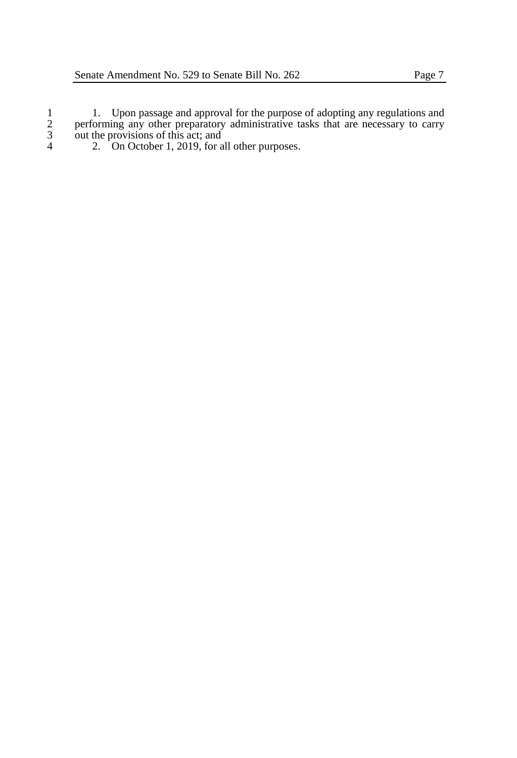1. Upon passage and approval for the purpose of adopting any regulations and performing any other preparatory administrative tasks that are necessary to carry out the provisions of this act; and

2. On October 1, 2019, for all other purposes.